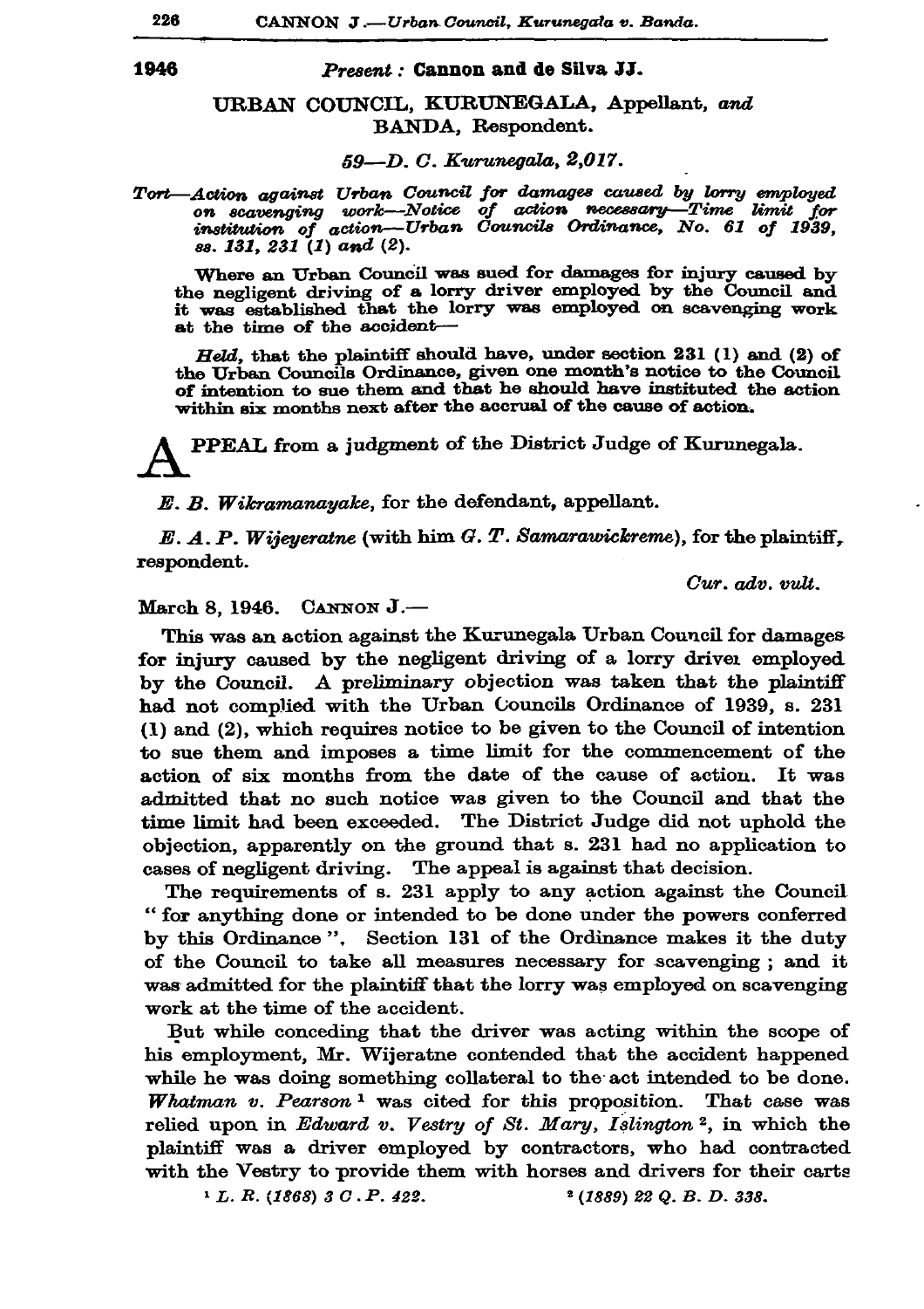**1946**

*Present:* **Cannon and de Silva JJ.**

URBAN COUNCIL, KURUNEGALA, Appellant, *and* BANDA, Respondent.

*59—D. C. Kurunegala, 2,017.*

*Tort—Action against Urban Council for damages caused by lorry employed on scavenging work—Notice of action necessary—Time limit for institution of action—Urban Councils Ordinance, No. 61 of 1939, ss. 131, 231 (1) and (2).*

Where an Urban Council was sued for damages for injury caused by the negligent driving of a lorry driver employed by the Council and it was established that the lorry was employed on scavenging work at the time of the accident—

*Held,* that the plaintiff should have, under section 231 (1) and (2) of the Urban Councils Ordinance, given one month's notice to the Council of intention to sue them and that he should have instituted the action within six months next after the accrual of the cause of action.

APPEAL from a judgment of the District Judge of Kurunegala.

*E. B. Wikramanayake,* for the defendant, appellant.

*E. A. P. Wijeyeratne* (with him *G. T. Samarawickreme*), for the plaintiff, respondent.

*Cur. adv. vult.*

March 8, 1946. CANNON J.—

This was an action against the Kurunegala Urban Council for damages for injury caused by the negligent driving of a lorry driver employed by the Council. A preliminary objection was taken that the plaintiff had not complied with the Urban Councils Ordinance of 1939, s. 231 (1) and (2), which requires notice to be given to the Council of intention to sue them and imposes a time limit for the commencement of the action of six months from the date of the cause of action. It was admitted that no such notice was given to the Council and that the time limit had been exceeded. The District Judge did not uphold the objection, apparently on the ground that s. 231 had no application to cases of negligent driving. The appeal is against that decision.

The requirements of s. 231 apply to any action against the Council "for anything done or intended to be done under the powers conferred by this Ordinance". Section 131 of the Ordinance makes it the duty of the Council to take all measures necessary for scavenging; and it was admitted for the plaintiff that the lorry was employed on scavenging work at the time of the accident.

But while conceding that the driver was acting within the scope of his employment, Mr. Wijeratne contended that the accident happened while he was doing something collateral to the act intended to be done. *Whatman v. Pearson* [1] was cited for this proposition. That case was relied upon in *Edward v. Vestry of St. Mary, Islington* [2], in which the plaintiff was a driver employed by contractors, who had contracted with the Vestry to provide them with horses and drivers for their carts

[1] L. R. (1868) 3 C. P. 422.

[2] (1889) 22 Q. B. D. 338.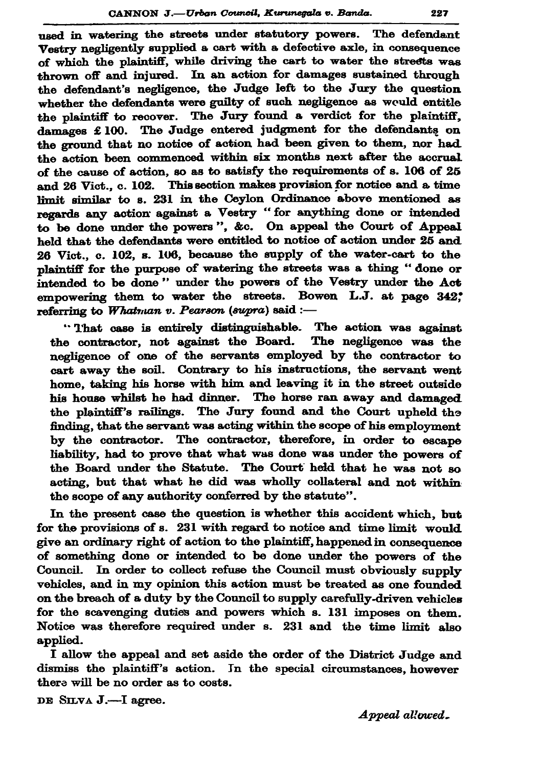used in watering the streets under statutory powers. The defendant Vestry negligently supplied a cart with a defective axle, in consequence of which the plaintiff, while driving the cart to water the streets was thrown off and injured. In an action for damages sustained through the defendant's negligence, the Judge left to the Jury the question whether the defendants were guilty of such negligence as would entitle the plaintiff to recover. The Jury found a verdict for the plaintiff, damages £ 100. The Judge entered judgment for the defendants on the ground that no notice of action had been given to them, nor had the action been commenced within six months next after the accrual of the cause of action, so as to satisfy the requirements of s. 106 of 25 and 26 Vict., c. 102. This section makes provision for notice and a time limit similar to s. 231 in the Ceylon Ordinance above mentioned as regards any action against a Vestry "for anything done or intended to be done under the powers", &c. On appeal the Court of Appeal held that the defendants were entitled to notice of action under 25 and 26 Vict., c. 102, s. 106, because the supply of the water-cart to the plaintiff for the purpose of watering the streets was a thing "done or intended to be done" under the powers of the Vestry under the Act empowering them to water the streets. Bowen L.J. at page 342, referring to *Whatman v. Pearson* (*supra*) said :—

> "That case is entirely distinguishable. The action was against the contractor, not against the Board. The negligence was the negligence of one of the servants employed by the contractor to cart away the soil. Contrary to his instructions, the servant went home, taking his horse with him and leaving it in the street outside his house whilst he had dinner. The horse ran away and damaged the plaintiff's railings. The Jury found and the Court upheld the finding, that the servant was acting within the scope of his employment by the contractor. The contractor, therefore, in order to escape liability, had to prove that what was done was under the powers of the Board under the Statute. The Court held that he was not so acting, but that what he did was wholly collateral and not within the scope of any authority conferred by the statute".

In the present case the question is whether this accident which, but for the provisions of s. 231 with regard to notice and time limit would give an ordinary right of action to the plaintiff, happened in consequence of something done or intended to be done under the powers of the Council. In order to collect refuse the Council must obviously supply vehicles, and in my opinion this action must be treated as one founded on the breach of a duty by the Council to supply carefully-driven vehicles for the scavenging duties and powers which s. 131 imposes on them. Notice was therefore required under s. 231 and the time limit also applied.

I allow the appeal and set aside the order of the District Judge and dismiss the plaintiff's action. In the special circumstances, however there will be no order as to costs.

DE SILVA J.—I agree.

*Appeal allowed.*